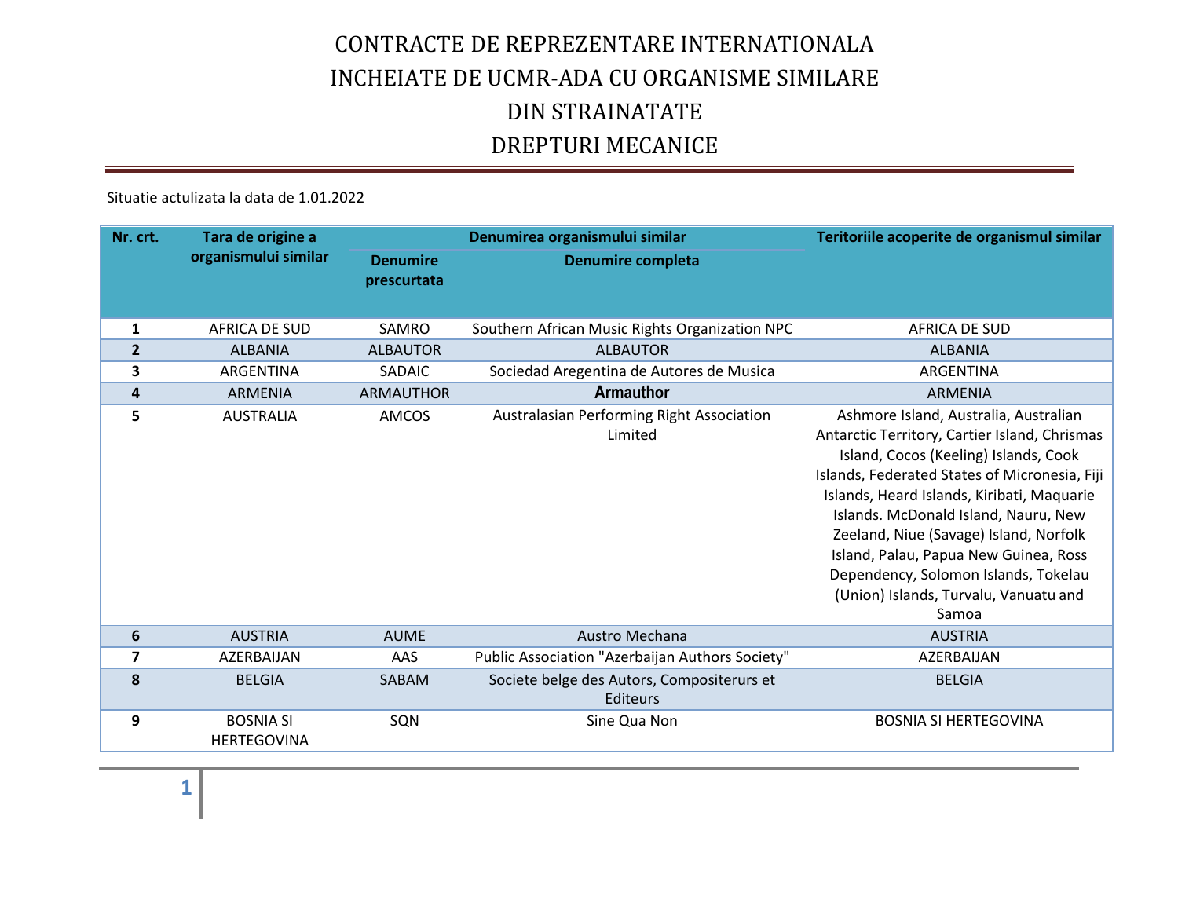# CONTRACTE DE REPREZENTARE INTERNATIONALA INCHEIATE DE UCMR-ADA CU ORGANISME SIMILARE DIN STRAINATATE

# DREPTURI MECANICE

Situatie actulizata la data de 1.01.2022

| Nr. crt. | Tara de origine a organismului similar | Denumirea organismului similar | | Teritoriile acoperite de organismul similar |
|---|---|---|---|---|
| | | Denumire prescurtata | Denumire completa | |
| 1 | AFRICA DE SUD | SAMRO | Southern African Music Rights Organization NPC | AFRICA DE SUD |
| 2 | ALBANIA | ALBAUTOR | ALBAUTOR | ALBANIA |
| 3 | ARGENTINA | SADAIC | Sociedad Aregentina de Autores de Musica | ARGENTINA |
| 4 | ARMENIA | ARMAUTHOR | **Armauthor** | ARMENIA |
| 5 | AUSTRALIA | AMCOS | Australasian Performing Right Association Limited | Ashmore Island, Australia, Australian Antarctic Territory, Cartier Island, Chrismas Island, Cocos (Keeling) Islands, Cook Islands, Federated States of Micronesia, Fiji Islands, Heard Islands, Kiribati, Maquarie Islands. McDonald Island, Nauru, New Zeeland, Niue (Savage) Island, Norfolk Island, Palau, Papua New Guinea, Ross Dependency, Solomon Islands, Tokelau (Union) Islands, Turvalu, Vanuatu and Samoa |
| 6 | AUSTRIA | AUME | Austro Mechana | AUSTRIA |
| 7 | AZERBAIJAN | AAS | Public Association "Azerbaijan Authors Society" | AZERBAIJAN |
| 8 | BELGIA | SABAM | Societe belge des Autors, Compositerurs et Editeurs | BELGIA |
| 9 | BOSNIA SI HERTEGOVINA | SQN | Sine Qua Non | BOSNIA SI HERTEGOVINA |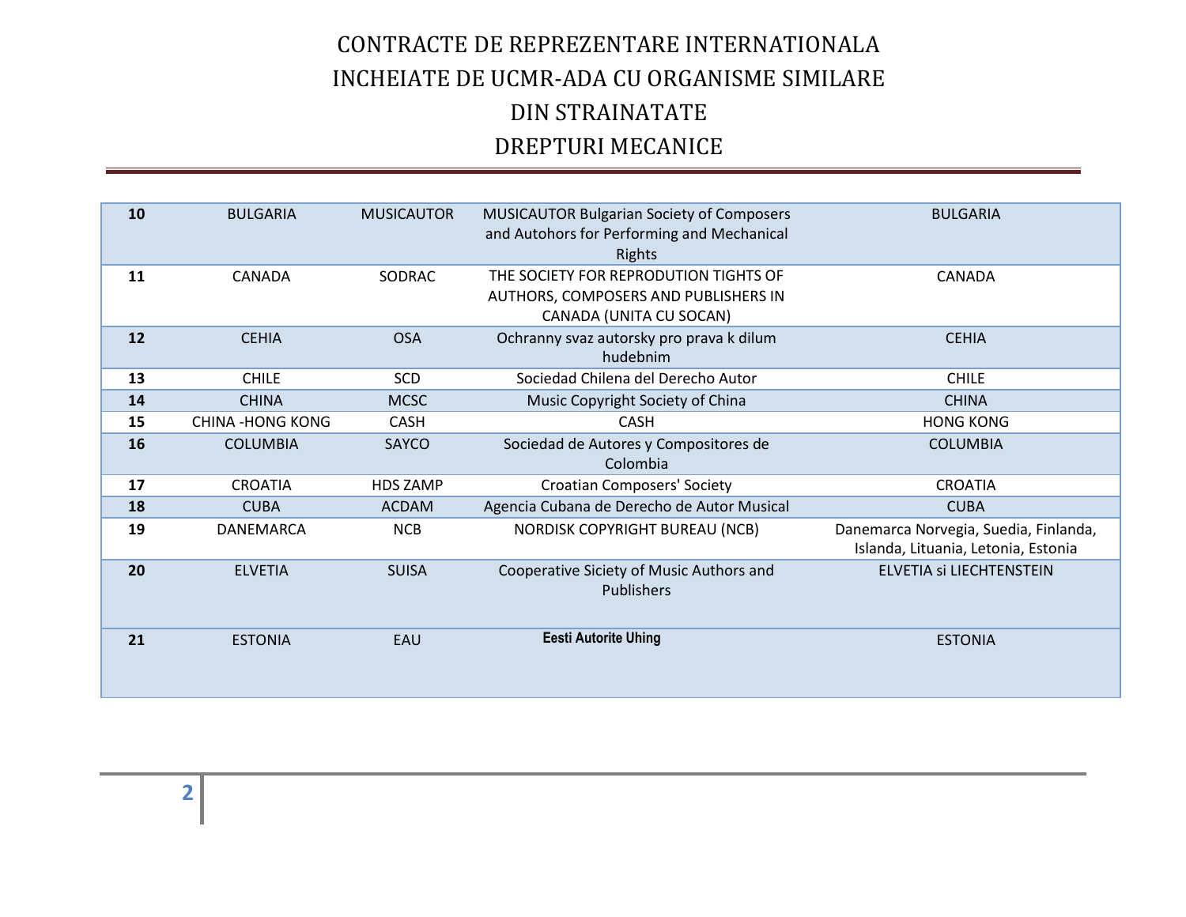# CONTRACTE DE REPREZENTARE INTERNATIONALA INCHEIATE DE UCMR-ADA CU ORGANISME SIMILARE DIN STRAINATATE

## DREPTURI MECANICE

| | | | | |
|---|---|---|---|---|
| **10** | BULGARIA | MUSICAUTOR | MUSICAUTOR Bulgarian Society of Composers and Autohors for Performing and Mechanical Rights | BULGARIA |
| **11** | CANADA | SODRAC | THE SOCIETY FOR REPRODUTION TIGHTS OF AUTHORS, COMPOSERS AND PUBLISHERS IN CANADA (UNITA CU SOCAN) | CANADA |
| **12** | CEHIA | OSA | Ochranny svaz autorsky pro prava k dilum hudebnim | CEHIA |
| **13** | CHILE | SCD | Sociedad Chilena del Derecho Autor | CHILE |
| **14** | CHINA | MCSC | Music Copyright Society of China | CHINA |
| **15** | CHINA -HONG KONG | CASH | CASH | HONG KONG |
| **16** | COLUMBIA | SAYCO | Sociedad de Autores y Compositores de Colombia | COLUMBIA |
| **17** | CROATIA | HDS ZAMP | Croatian Composers' Society | CROATIA |
| **18** | CUBA | ACDAM | Agencia Cubana de Derecho de Autor Musical | CUBA |
| **19** | DANEMARCA | NCB | NORDISK COPYRIGHT BUREAU (NCB) | Danemarca Norvegia, Suedia, Finlanda, Islanda, Lituania, Letonia, Estonia |
| **20** | ELVETIA | SUISA | Cooperative Siciety of Music Authors and Publishers | ELVETIA si LIECHTENSTEIN |
| **21** | ESTONIA | EAU | **Eesti Autorite Uhing** | ESTONIA |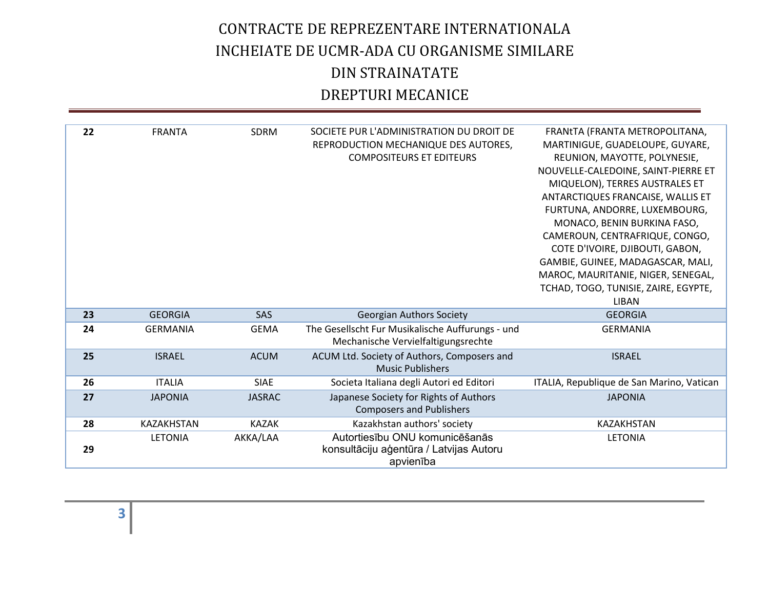# CONTRACTE DE REPREZENTARE INTERNATIONALA INCHEIATE DE UCMR-ADA CU ORGANISME SIMILARE DIN STRAINATATE

## DREPTURI MECANICE

| | | | | |
|---|---|---|---|---|
| **22** | FRANTA | SDRM | SOCIETE PUR L'ADMINISTRATION DU DROIT DE REPRODUCTION MECHANIQUE DES AUTORES, COMPOSITEURS ET EDITEURS | FRANtTA (FRANTA METROPOLITANA, MARTINIGUE, GUADELOUPE, GUYARE, REUNION, MAYOTTE, POLYNESIE, NOUVELLE-CALEDOINE, SAINT-PIERRE ET MIQUELON), TERRES AUSTRALES ET ANTARCTIQUES FRANCAISE, WALLIS ET FURTUNA, ANDORRE, LUXEMBOURG, MONACO, BENIN BURKINA FASO, CAMEROUN, CENTRAFRIQUE, CONGO, COTE D'IVOIRE, DJIBOUTI, GABON, GAMBIE, GUINEE, MADAGASCAR, MALI, MAROC, MAURITANIE, NIGER, SENEGAL, TCHAD, TOGO, TUNISIE, ZAIRE, EGYPTE, LIBAN |
| **23** | GEORGIA | SAS | Georgian Authors Society | GEORGIA |
| **24** | GERMANIA | GEMA | The Gesellscht Fur Musikalische Auffurungs - und Mechanische Vervielfaltigungsrechte | GERMANIA |
| **25** | ISRAEL | ACUM | ACUM Ltd. Society of Authors, Composers and Music Publishers | ISRAEL |
| **26** | ITALIA | SIAE | Societa Italiana degli Autori ed Editori | ITALIA, Republique de San Marino, Vatican |
| **27** | JAPONIA | JASRAC | Japanese Society for Rights of Authors Composers and Publishers | JAPONIA |
| **28** | KAZAKHSTAN | KAZAK | Kazakhstan authors' society | KAZAKHSTAN |
| **29** | LETONIA | AKKA/LAA | Autortiesību ONU komunicēšanās konsultāciju aģentūra / Latvijas Autoru apvienība | LETONIA |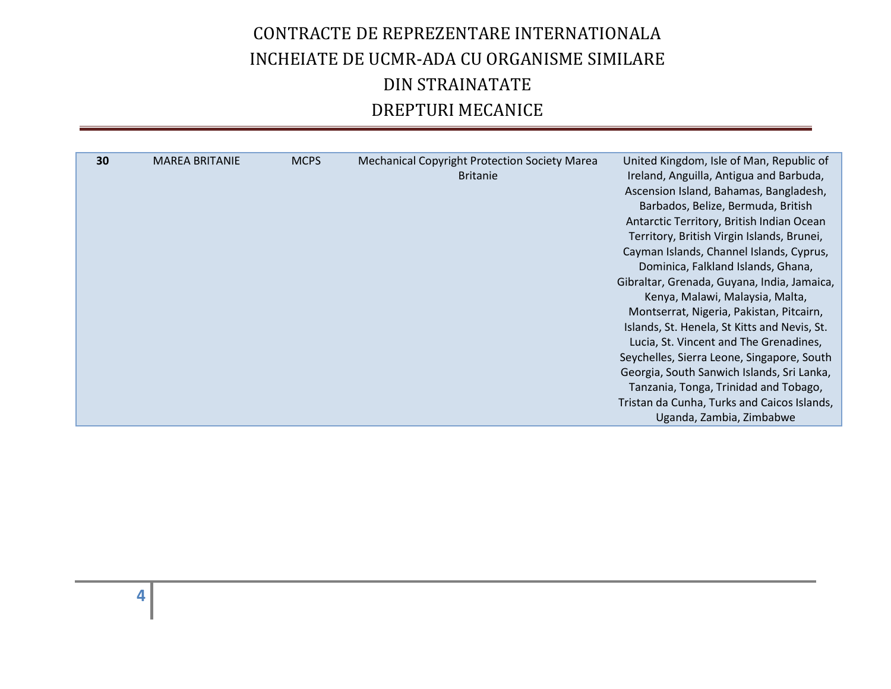# CONTRACTE DE REPREZENTARE INTERNATIONALA INCHEIATE DE UCMR-ADA CU ORGANISME SIMILARE DIN STRAINATATE

# DREPTURI MECANICE

| | | | | |
|---|---|---|---|---|
| **30** | MAREA BRITANIE | MCPS | Mechanical Copyright Protection Society Marea Britanie | United Kingdom, Isle of Man, Republic of Ireland, Anguilla, Antigua and Barbuda, Ascension Island, Bahamas, Bangladesh, Barbados, Belize, Bermuda, British Antarctic Territory, British Indian Ocean Territory, British Virgin Islands, Brunei, Cayman Islands, Channel Islands, Cyprus, Dominica, Falkland Islands, Ghana, Gibraltar, Grenada, Guyana, India, Jamaica, Kenya, Malawi, Malaysia, Malta, Montserrat, Nigeria, Pakistan, Pitcairn, Islands, St. Henela, St Kitts and Nevis, St. Lucia, St. Vincent and The Grenadines, Seychelles, Sierra Leone, Singapore, South Georgia, South Sanwich Islands, Sri Lanka, Tanzania, Tonga, Trinidad and Tobago, Tristan da Cunha, Turks and Caicos Islands, Uganda, Zambia, Zimbabwe |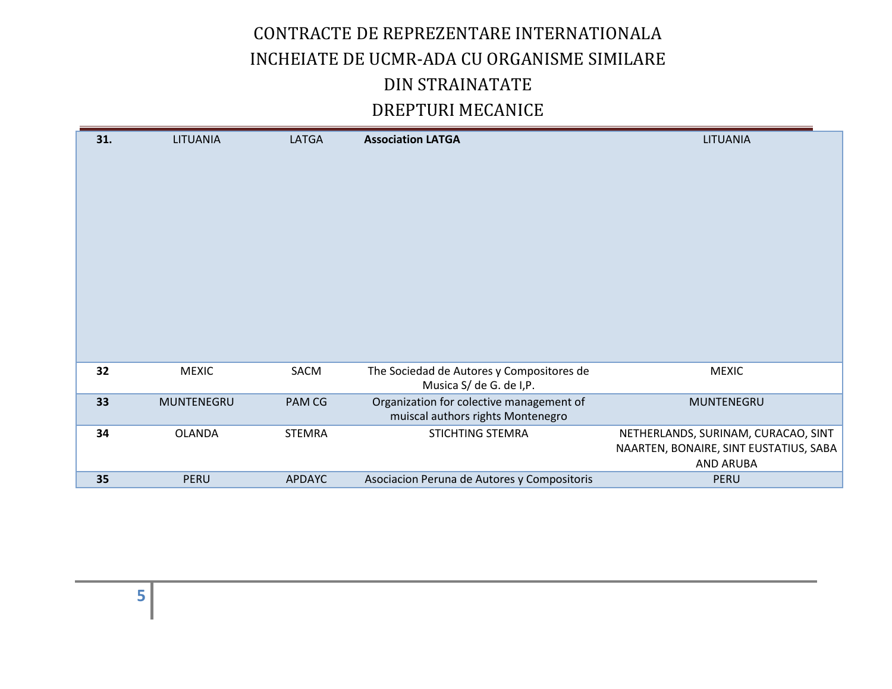# CONTRACTE DE REPREZENTARE INTERNATIONALA INCHEIATE DE UCMR-ADA CU ORGANISME SIMILARE DIN STRAINATATE

## DREPTURI MECANICE

| | | | | |
|---|---|---|---|---|
| **31.** | LITUANIA | LATGA | **Association LATGA** | LITUANIA |
| **32** | MEXIC | SACM | The Sociedad de Autores y Compositores de Musica S/ de G. de I,P. | MEXIC |
| **33** | MUNTENEGRU | PAM CG | Organization for colective management of muiscal authors rights Montenegro | MUNTENEGRU |
| **34** | OLANDA | STEMRA | STICHTING STEMRA | NETHERLANDS, SURINAM, CURACAO, SINT NAARTEN, BONAIRE, SINT EUSTATIUS, SABA AND ARUBA |
| **35** | PERU | APDAYC | Asociacion Peruna de Autores y Compositoris | PERU |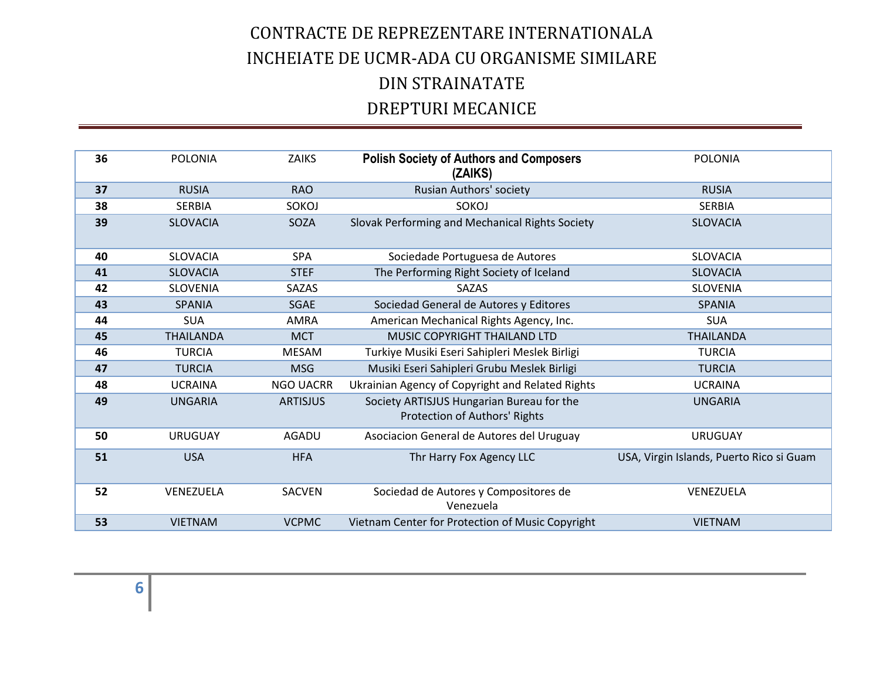# CONTRACTE DE REPREZENTARE INTERNATIONALA INCHEIATE DE UCMR-ADA CU ORGANISME SIMILARE DIN STRAINATATE

## DREPTURI MECANICE

| | | | | |
|---|---|---|---|---|
| **36** | POLONIA | ZAIKS | **Polish Society of Authors and Composers (ZAIKS)** | POLONIA |
| **37** | RUSIA | RAO | Rusian Authors' society | RUSIA |
| **38** | SERBIA | SOKOJ | SOKOJ | SERBIA |
| **39** | SLOVACIA | SOZA | Slovak Performing and Mechanical Rights Society | SLOVACIA |
| **40** | SLOVACIA | SPA | Sociedade Portuguesa de Autores | SLOVACIA |
| **41** | SLOVACIA | STEF | The Performing Right Society of Iceland | SLOVACIA |
| **42** | SLOVENIA | SAZAS | SAZAS | SLOVENIA |
| **43** | SPANIA | SGAE | Sociedad General de Autores y Editores | SPANIA |
| **44** | SUA | AMRA | American Mechanical Rights Agency, Inc. | SUA |
| **45** | THAILANDA | MCT | MUSIC COPYRIGHT THAILAND LTD | THAILANDA |
| **46** | TURCIA | MESAM | Turkiye Musiki Eseri Sahipleri Meslek Birligi | TURCIA |
| **47** | TURCIA | MSG | Musiki Eseri Sahipleri Grubu Meslek Birligi | TURCIA |
| **48** | UCRAINA | NGO UACRR | Ukrainian Agency of Copyright and Related Rights | UCRAINA |
| **49** | UNGARIA | ARTISJUS | Society ARTISJUS Hungarian Bureau for the Protection of Authors' Rights | UNGARIA |
| **50** | URUGUAY | AGADU | Asociacion General de Autores del Uruguay | URUGUAY |
| **51** | USA | HFA | Thr Harry Fox Agency LLC | USA, Virgin Islands, Puerto Rico si Guam |
| **52** | VENEZUELA | SACVEN | Sociedad de Autores y Compositores de Venezuela | VENEZUELA |
| **53** | VIETNAM | VCPMC | Vietnam Center for Protection of Music Copyright | VIETNAM |